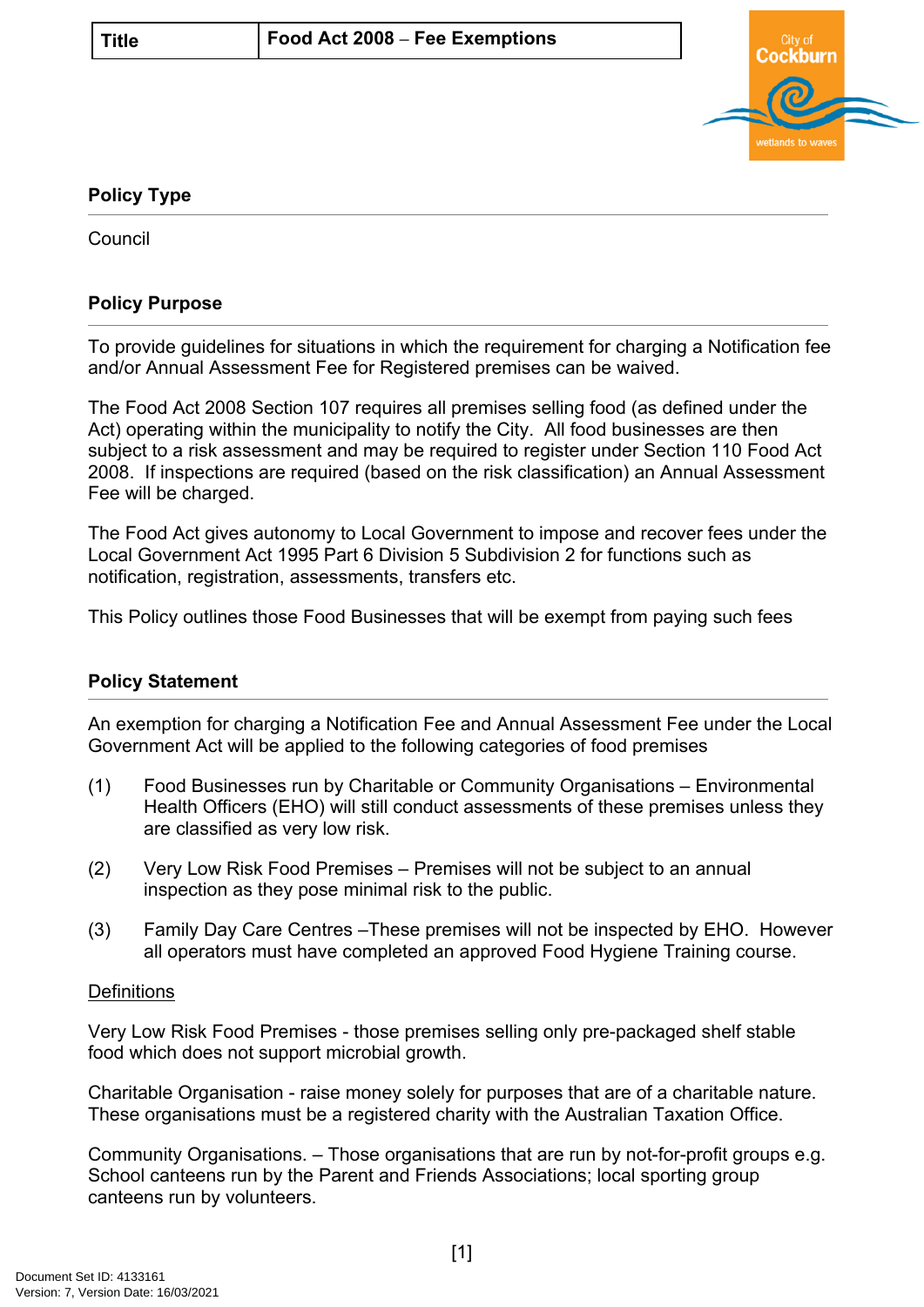| Title | Food Act 2008 – Fee Exemptions |
|---|---|

## Policy Type

Council

## Policy Purpose

To provide guidelines for situations in which the requirement for charging a Notification fee and/or Annual Assessment Fee for Registered premises can be waived.

The Food Act 2008 Section 107 requires all premises selling food (as defined under the Act) operating within the municipality to notify the City. All food businesses are then subject to a risk assessment and may be required to register under Section 110 Food Act 2008. If inspections are required (based on the risk classification) an Annual Assessment Fee will be charged.

The Food Act gives autonomy to Local Government to impose and recover fees under the Local Government Act 1995 Part 6 Division 5 Subdivision 2 for functions such as notification, registration, assessments, transfers etc.

This Policy outlines those Food Businesses that will be exempt from paying such fees

## Policy Statement

An exemption for charging a Notification Fee and Annual Assessment Fee under the Local Government Act will be applied to the following categories of food premises

(1) Food Businesses run by Charitable or Community Organisations – Environmental Health Officers (EHO) will still conduct assessments of these premises unless they are classified as very low risk.

(2) Very Low Risk Food Premises – Premises will not be subject to an annual inspection as they pose minimal risk to the public.

(3) Family Day Care Centres –These premises will not be inspected by EHO. However all operators must have completed an approved Food Hygiene Training course.

<u>Definitions</u>

Very Low Risk Food Premises - those premises selling only pre-packaged shelf stable food which does not support microbial growth.

Charitable Organisation - raise money solely for purposes that are of a charitable nature. These organisations must be a registered charity with the Australian Taxation Office.

Community Organisations. – Those organisations that are run by not-for-profit groups e.g. School canteens run by the Parent and Friends Associations; local sporting group canteens run by volunteers.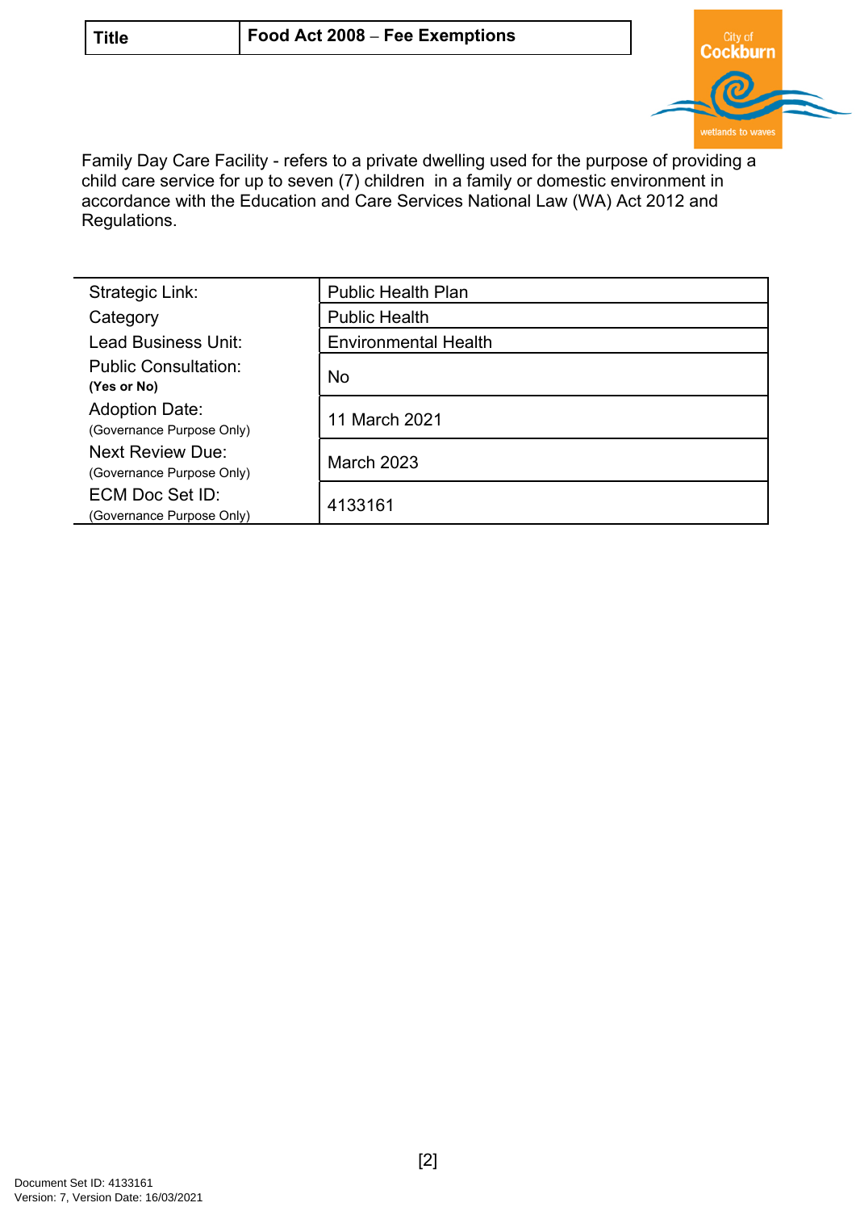| Title | Food Act 2008 – Fee Exemptions |
|---|---|

Family Day Care Facility - refers to a private dwelling used for the purpose of providing a child care service for up to seven (7) children in a family or domestic environment in accordance with the Education and Care Services National Law (WA) Act 2012 and Regulations.

| | |
|---|---|
| Strategic Link: | Public Health Plan |
| Category | Public Health |
| Lead Business Unit: | Environmental Health |
| Public Consultation: **(Yes or No)** | No |
| Adoption Date: (Governance Purpose Only) | 11 March 2021 |
| Next Review Due: (Governance Purpose Only) | March 2023 |
| ECM Doc Set ID: (Governance Purpose Only) | 4133161 |